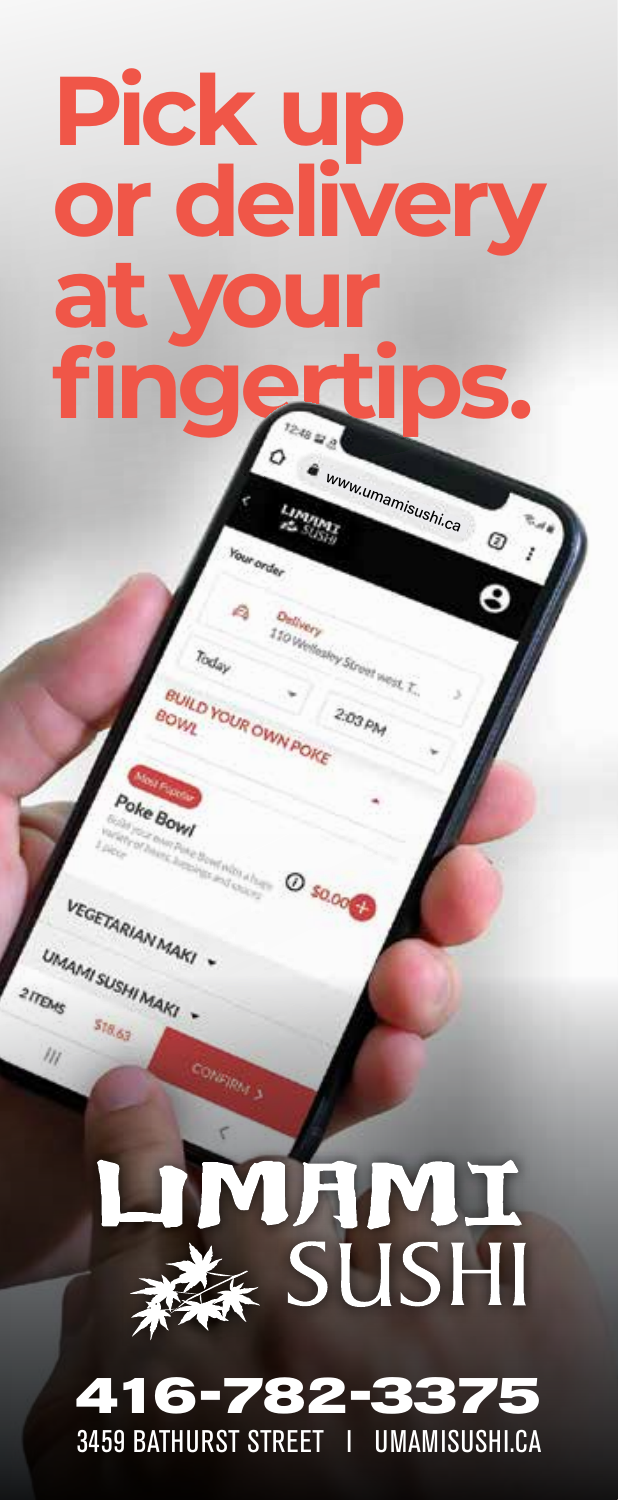# Pick up or delivery at your fingertips.

UMAMI SUSHI

**416-782-3375**

3459 BATHURST STREET | UMAMISUSHI.CA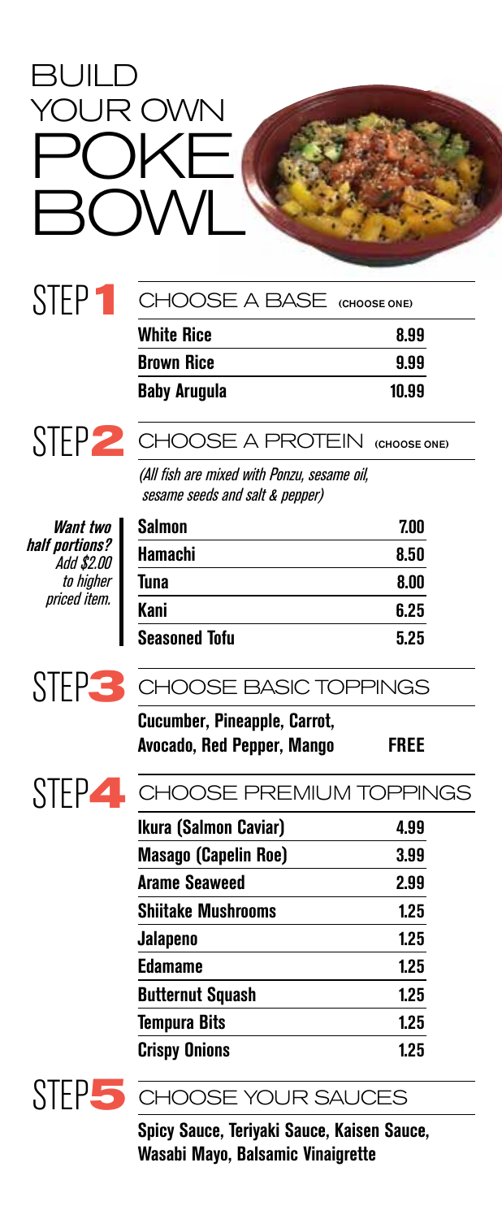# BUILD YOUR OWN POKE BOWL

## STEP 1 CHOOSE A BASE (CHOOSE ONE)

| | |
|---|---|
| **White Rice** | 8.99 |
| **Brown Rice** | 9.99 |
| **Baby Arugula** | 10.99 |

## STEP 2 CHOOSE A PROTEIN (CHOOSE ONE)

*(All fish are mixed with Ponzu, sesame oil, sesame seeds and salt & pepper)*

***Want two half portions?*** *Add $2.00 to higher priced item.*

| | |
|---|---|
| **Salmon** | 7.00 |
| **Hamachi** | 8.50 |
| **Tuna** | 8.00 |
| **Kani** | 6.25 |
| **Seasoned Tofu** | 5.25 |

## STEP 3 CHOOSE BASIC TOPPINGS

**Cucumber, Pineapple, Carrot, Avocado, Red Pepper, Mango** **FREE**

## STEP 4 CHOOSE PREMIUM TOPPINGS

| | |
|---|---|
| **Ikura (Salmon Caviar)** | 4.99 |
| **Masago (Capelin Roe)** | 3.99 |
| **Arame Seaweed** | 2.99 |
| **Shiitake Mushrooms** | 1.25 |
| **Jalapeno** | 1.25 |
| **Edamame** | 1.25 |
| **Butternut Squash** | 1.25 |
| **Tempura Bits** | 1.25 |
| **Crispy Onions** | 1.25 |

## STEP 5 CHOOSE YOUR SAUCES

**Spicy Sauce, Teriyaki Sauce, Kaisen Sauce, Wasabi Mayo, Balsamic Vinaigrette**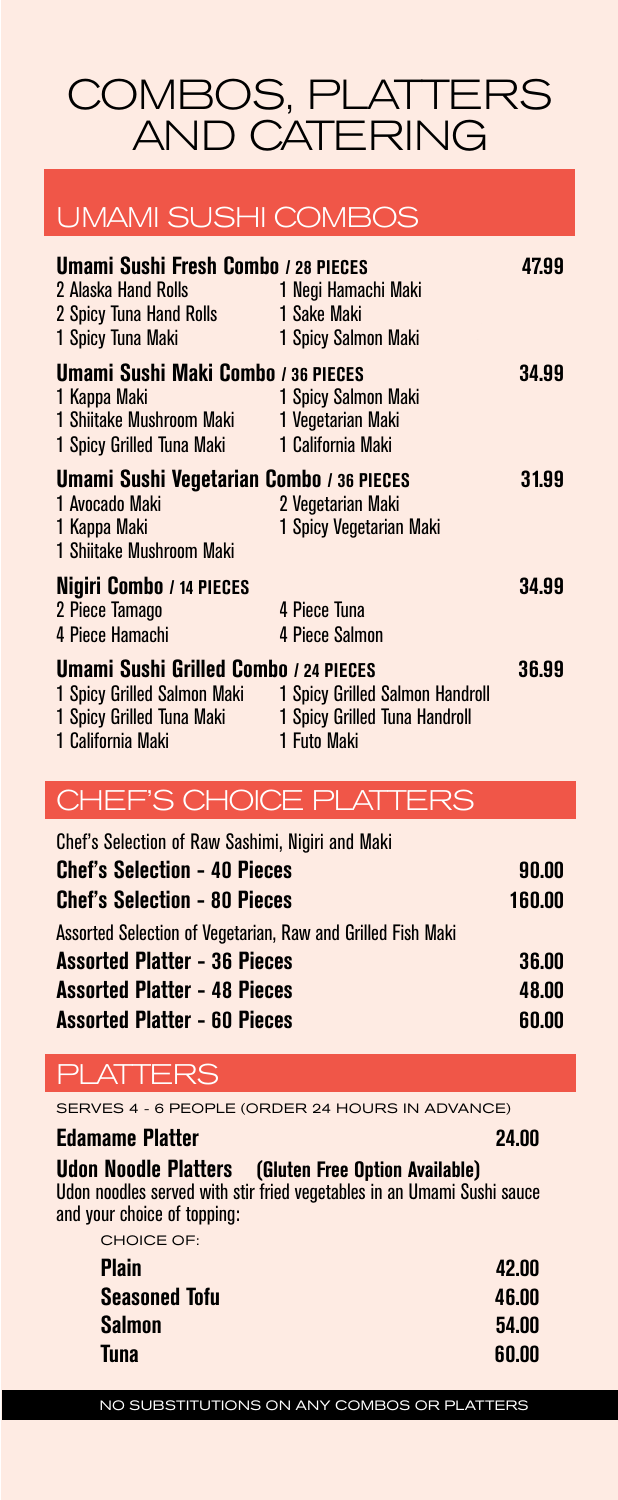# COMBOS, PLATTERS AND CATERING

## UMAMI SUSHI COMBOS

**Umami Sushi Fresh Combo / 28 PIECES** — **47.99**

- 2 Alaska Hand Rolls
- 2 Spicy Tuna Hand Rolls
- 1 Spicy Tuna Maki
- 1 Negi Hamachi Maki
- 1 Sake Maki
- 1 Spicy Salmon Maki

**Umami Sushi Maki Combo / 36 PIECES** — **34.99**

- 1 Kappa Maki
- 1 Shiitake Mushroom Maki
- 1 Spicy Grilled Tuna Maki
- 1 Spicy Salmon Maki
- 1 Vegetarian Maki
- 1 California Maki

**Umami Sushi Vegetarian Combo / 36 PIECES** — **31.99**

- 1 Avocado Maki
- 1 Kappa Maki
- 1 Shiitake Mushroom Maki
- 2 Vegetarian Maki
- 1 Spicy Vegetarian Maki

**Nigiri Combo / 14 PIECES** — **34.99**

- 2 Piece Tamago
- 4 Piece Hamachi
- 4 Piece Tuna
- 4 Piece Salmon

**Umami Sushi Grilled Combo / 24 PIECES** — **36.99**

- 1 Spicy Grilled Salmon Maki
- 1 Spicy Grilled Tuna Maki
- 1 California Maki
- 1 Spicy Grilled Salmon Handroll
- 1 Spicy Grilled Tuna Handroll
- 1 Futo Maki

## CHEF'S CHOICE PLATTERS

Chef's Selection of Raw Sashimi, Nigiri and Maki

| Item | Price |
|---|---|
| **Chef's Selection - 40 Pieces** | **90.00** |
| **Chef's Selection - 80 Pieces** | **160.00** |

Assorted Selection of Vegetarian, Raw and Grilled Fish Maki

| Item | Price |
|---|---|
| **Assorted Platter - 36 Pieces** | **36.00** |
| **Assorted Platter - 48 Pieces** | **48.00** |
| **Assorted Platter - 60 Pieces** | **60.00** |

## PLATTERS

SERVES 4 - 6 PEOPLE (ORDER 24 HOURS IN ADVANCE)

**Edamame Platter** — **24.00**

**Udon Noodle Platters (Gluten Free Option Available)**

Udon noodles served with stir fried vegetables in an Umami Sushi sauce and your choice of topping:

CHOICE OF:

| Topping | Price |
|---|---|
| **Plain** | **42.00** |
| **Seasoned Tofu** | **46.00** |
| **Salmon** | **54.00** |
| **Tuna** | **60.00** |

NO SUBSTITUTIONS ON ANY COMBOS OR PLATTERS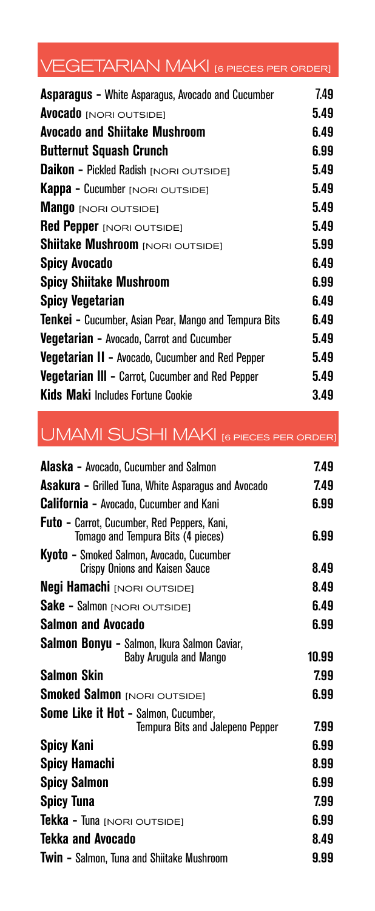## VEGETARIAN MAKI [6 PIECES PER ORDER]

| Item | Price |
|---|---|
| **Asparagus** - White Asparagus, Avocado and Cucumber | 7.49 |
| **Avocado** [NORI OUTSIDE] | 5.49 |
| **Avocado and Shiitake Mushroom** | 6.49 |
| **Butternut Squash Crunch** | 6.99 |
| **Daikon** - Pickled Radish [NORI OUTSIDE] | 5.49 |
| **Kappa** - Cucumber [NORI OUTSIDE] | 5.49 |
| **Mango** [NORI OUTSIDE] | 5.49 |
| **Red Pepper** [NORI OUTSIDE] | 5.49 |
| **Shiitake Mushroom** [NORI OUTSIDE] | 5.99 |
| **Spicy Avocado** | 6.49 |
| **Spicy Shiitake Mushroom** | 6.99 |
| **Spicy Vegetarian** | 6.49 |
| **Tenkei** - Cucumber, Asian Pear, Mango and Tempura Bits | 6.49 |
| **Vegetarian** - Avocado, Carrot and Cucumber | 5.49 |
| **Vegetarian II** - Avocado, Cucumber and Red Pepper | 5.49 |
| **Vegetarian III** - Carrot, Cucumber and Red Pepper | 5.49 |
| **Kids Maki** Includes Fortune Cookie | 3.49 |

## UMAMI SUSHI MAKI [6 PIECES PER ORDER]

| Item | Price |
|---|---|
| **Alaska** - Avocado, Cucumber and Salmon | 7.49 |
| **Asakura** - Grilled Tuna, White Asparagus and Avocado | 7.49 |
| **California** - Avocado, Cucumber and Kani | 6.99 |
| **Futo** - Carrot, Cucumber, Red Peppers, Kani, Tomago and Tempura Bits (4 pieces) | 6.99 |
| **Kyoto** - Smoked Salmon, Avocado, Cucumber Crispy Onions and Kaisen Sauce | 8.49 |
| **Negi Hamachi** [NORI OUTSIDE] | 8.49 |
| **Sake** - Salmon [NORI OUTSIDE] | 6.49 |
| **Salmon and Avocado** | 6.99 |
| **Salmon Bonyu** - Salmon, Ikura Salmon Caviar, Baby Arugula and Mango | 10.99 |
| **Salmon Skin** | 7.99 |
| **Smoked Salmon** [NORI OUTSIDE] | 6.99 |
| **Some Like it Hot** - Salmon, Cucumber, Tempura Bits and Jalepeno Pepper | 7.99 |
| **Spicy Kani** | 6.99 |
| **Spicy Hamachi** | 8.99 |
| **Spicy Salmon** | 6.99 |
| **Spicy Tuna** | 7.99 |
| **Tekka** - Tuna [NORI OUTSIDE] | 6.99 |
| **Tekka and Avocado** | 8.49 |
| **Twin** - Salmon, Tuna and Shiitake Mushroom | 9.99 |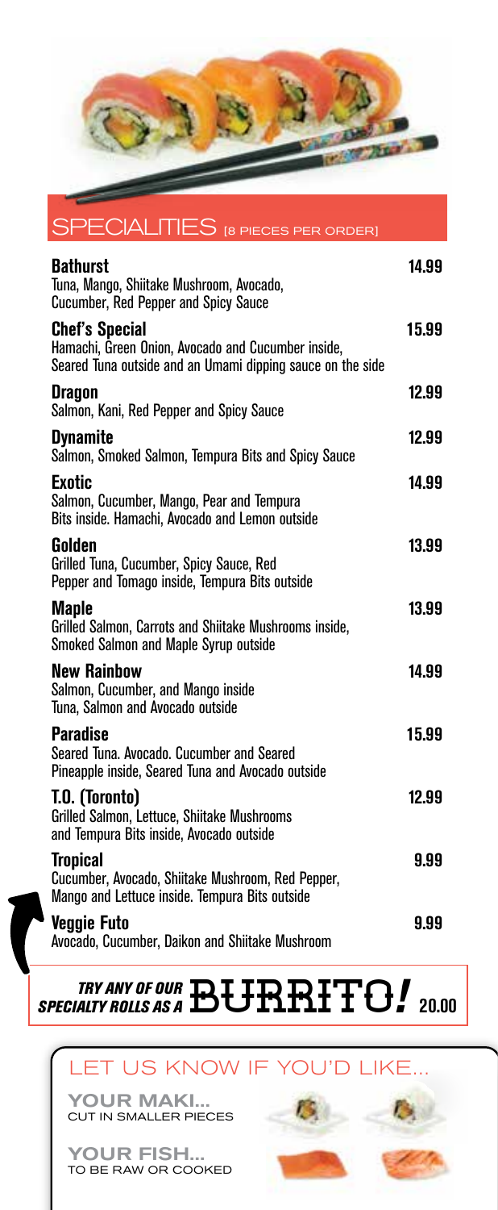## SPECIALTIES [8 PIECES PER ORDER]

**Bathurst** 14.99
Tuna, Mango, Shiitake Mushroom, Avocado, Cucumber, Red Pepper and Spicy Sauce

**Chef's Special** 15.99
Hamachi, Green Onion, Avocado and Cucumber inside, Seared Tuna outside and an Umami dipping sauce on the side

**Dragon** 12.99
Salmon, Kani, Red Pepper and Spicy Sauce

**Dynamite** 12.99
Salmon, Smoked Salmon, Tempura Bits and Spicy Sauce

**Exotic** 14.99
Salmon, Cucumber, Mango, Pear and Tempura Bits inside. Hamachi, Avocado and Lemon outside

**Golden** 13.99
Grilled Tuna, Cucumber, Spicy Sauce, Red Pepper and Tomago inside, Tempura Bits outside

**Maple** 13.99
Grilled Salmon, Carrots and Shiitake Mushrooms inside, Smoked Salmon and Maple Syrup outside

**New Rainbow** 14.99
Salmon, Cucumber, and Mango inside Tuna, Salmon and Avocado outside

**Paradise** 15.99
Seared Tuna. Avocado. Cucumber and Seared Pineapple inside, Seared Tuna and Avocado outside

**T.O. (Toronto)** 12.99
Grilled Salmon, Lettuce, Shiitake Mushrooms and Tempura Bits inside, Avocado outside

**Tropical** 9.99
Cucumber, Avocado, Shiitake Mushroom, Red Pepper, Mango and Lettuce inside. Tempura Bits outside

**Veggie Futo** 9.99
Avocado, Cucumber, Daikon and Shiitake Mushroom

***TRY ANY OF OUR SPECIALTY ROLLS AS A* BURRITO!** 20.00

## LET US KNOW IF YOU'D LIKE...

**YOUR MAKI...**
CUT IN SMALLER PIECES

**YOUR FISH...**
TO BE RAW OR COOKED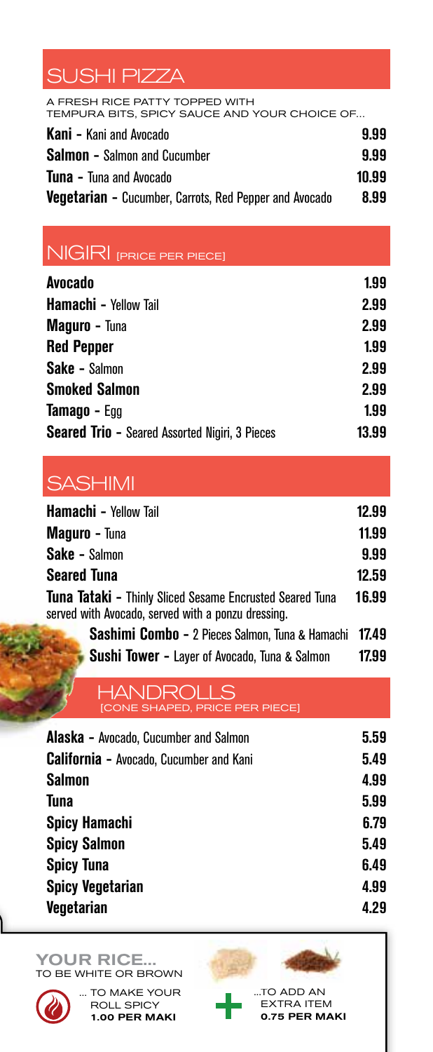## SUSHI PIZZA

A FRESH RICE PATTY TOPPED WITH TEMPURA BITS, SPICY SAUCE AND YOUR CHOICE OF...

| Item | Price |
|---|---|
| **Kani -** Kani and Avocado | 9.99 |
| **Salmon -** Salmon and Cucumber | 9.99 |
| **Tuna -** Tuna and Avocado | 10.99 |
| **Vegetarian -** Cucumber, Carrots, Red Pepper and Avocado | 8.99 |

## NIGIRI [PRICE PER PIECE]

| Item | Price |
|---|---|
| **Avocado** | 1.99 |
| **Hamachi -** Yellow Tail | 2.99 |
| **Maguro -** Tuna | 2.99 |
| **Red Pepper** | 1.99 |
| **Sake -** Salmon | 2.99 |
| **Smoked Salmon** | 2.99 |
| **Tamago -** Egg | 1.99 |
| **Seared Trio -** Seared Assorted Nigiri, 3 Pieces | 13.99 |

## SASHIMI

| Item | Price |
|---|---|
| **Hamachi -** Yellow Tail | 12.99 |
| **Maguro -** Tuna | 11.99 |
| **Sake -** Salmon | 9.99 |
| **Seared Tuna** | 12.59 |
| **Tuna Tataki -** Thinly Sliced Sesame Encrusted Seared Tuna served with Avocado, served with a ponzu dressing. | 16.99 |
| **Sashimi Combo -** 2 Pieces Salmon, Tuna & Hamachi | 17.49 |
| **Sushi Tower -** Layer of Avocado, Tuna & Salmon | 17.99 |

## HANDROLLS [CONE SHAPED, PRICE PER PIECE]

| Item | Price |
|---|---|
| **Alaska -** Avocado, Cucumber and Salmon | 5.59 |
| **California -** Avocado, Cucumber and Kani | 5.49 |
| **Salmon** | 4.99 |
| **Tuna** | 5.99 |
| **Spicy Hamachi** | 6.79 |
| **Spicy Salmon** | 5.49 |
| **Spicy Tuna** | 6.49 |
| **Spicy Vegetarian** | 4.99 |
| **Vegetarian** | 4.29 |

**YOUR RICE...** TO BE WHITE OR BROWN

... TO MAKE YOUR ROLL SPICY **1.00 PER MAKI**

...TO ADD AN EXTRA ITEM **0.75 PER MAKI**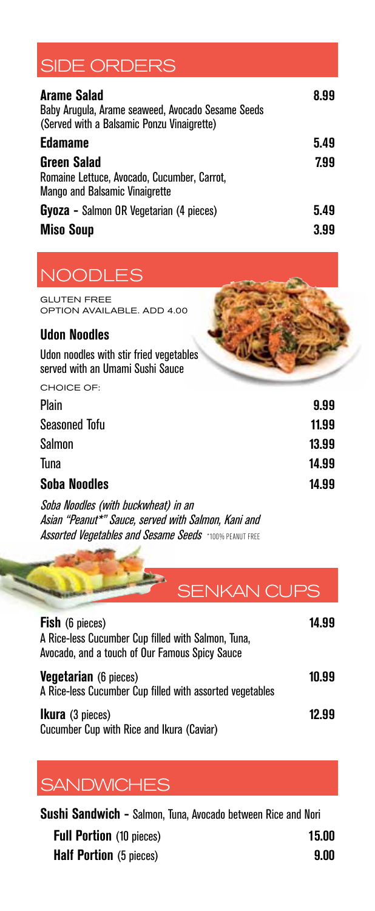## SIDE ORDERS

| | |
|---|---|
| **Arame Salad**<br>Baby Arugula, Arame seaweed, Avocado Sesame Seeds<br>(Served with a Balsamic Ponzu Vinaigrette) | 8.99 |
| **Edamame** | 5.49 |
| **Green Salad**<br>Romaine Lettuce, Avocado, Cucumber, Carrot,<br>Mango and Balsamic Vinaigrette | 7.99 |
| **Gyoza -** Salmon OR Vegetarian (4 pieces) | 5.49 |
| **Miso Soup** | 3.99 |

## NOODLES

GLUTEN FREE OPTION AVAILABLE. ADD 4.00

**Udon Noodles**

Udon noodles with stir fried vegetables served with an Umami Sushi Sauce

CHOICE OF:

| | |
|---|---|
| Plain | 9.99 |
| Seasoned Tofu | 11.99 |
| Salmon | 13.99 |
| Tuna | 14.99 |
| **Soba Noodles** | 14.99 |

*Soba Noodles (with buckwheat) in an Asian "Peanut*" Sauce, served with Salmon, Kani and Assorted Vegetables and Sesame Seeds* *100% PEANUT FREE

## SENKAN CUPS

| | |
|---|---|
| **Fish** (6 pieces)<br>A Rice-less Cucumber Cup filled with Salmon, Tuna, Avocado, and a touch of Our Famous Spicy Sauce | 14.99 |
| **Vegetarian** (6 pieces)<br>A Rice-less Cucumber Cup filled with assorted vegetables | 10.99 |
| **Ikura** (3 pieces)<br>Cucumber Cup with Rice and Ikura (Caviar) | 12.99 |

## SANDWICHES

**Sushi Sandwich -** Salmon, Tuna, Avocado between Rice and Nori

| | |
|---|---|
| **Full Portion** (10 pieces) | 15.00 |
| **Half Portion** (5 pieces) | 9.00 |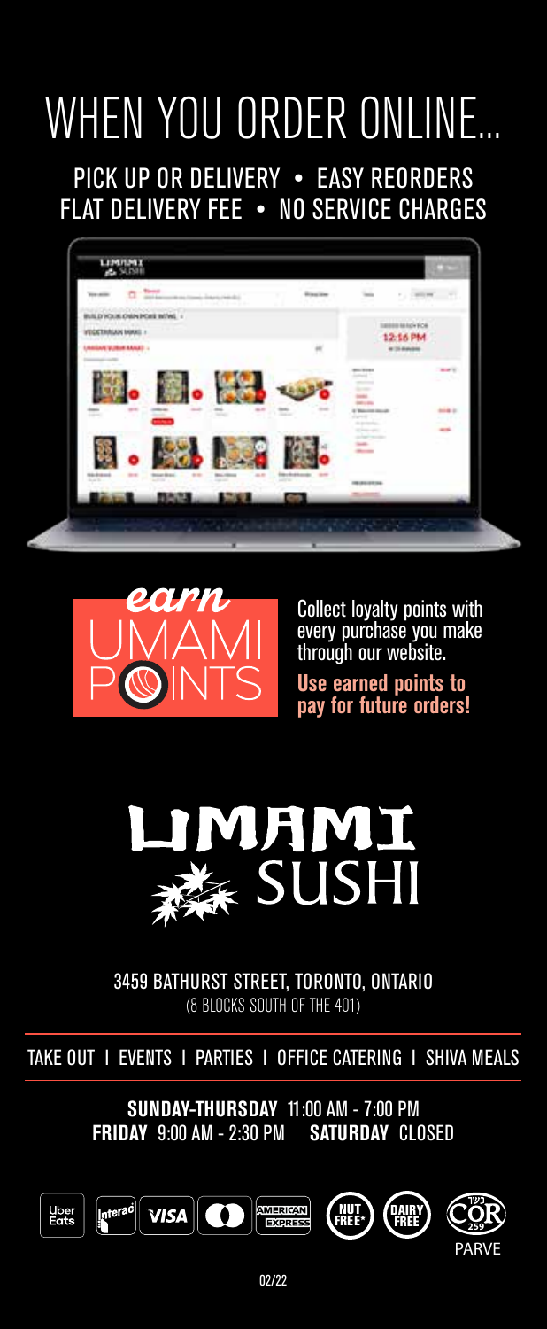# WHEN YOU ORDER ONLINE...

PICK UP OR DELIVERY • EASY REORDERS
FLAT DELIVERY FEE • NO SERVICE CHARGES

earn UMAMI POINTS

Collect loyalty points with every purchase you make through our website.

**Use earned points to pay for future orders!**

UMAMI SUSHI

3459 BATHURST STREET, TORONTO, ONTARIO
(8 BLOCKS SOUTH OF THE 401)

TAKE OUT I EVENTS I PARTIES I OFFICE CATERING I SHIVA MEALS

**SUNDAY-THURSDAY** 11:00 AM - 7:00 PM
**FRIDAY** 9:00 AM - 2:30 PM **SATURDAY** CLOSED

Uber Eats Interac VISA AMERICAN EXPRESS NUT FREE* DAIRY FREE COR 259 PARVE

02/22